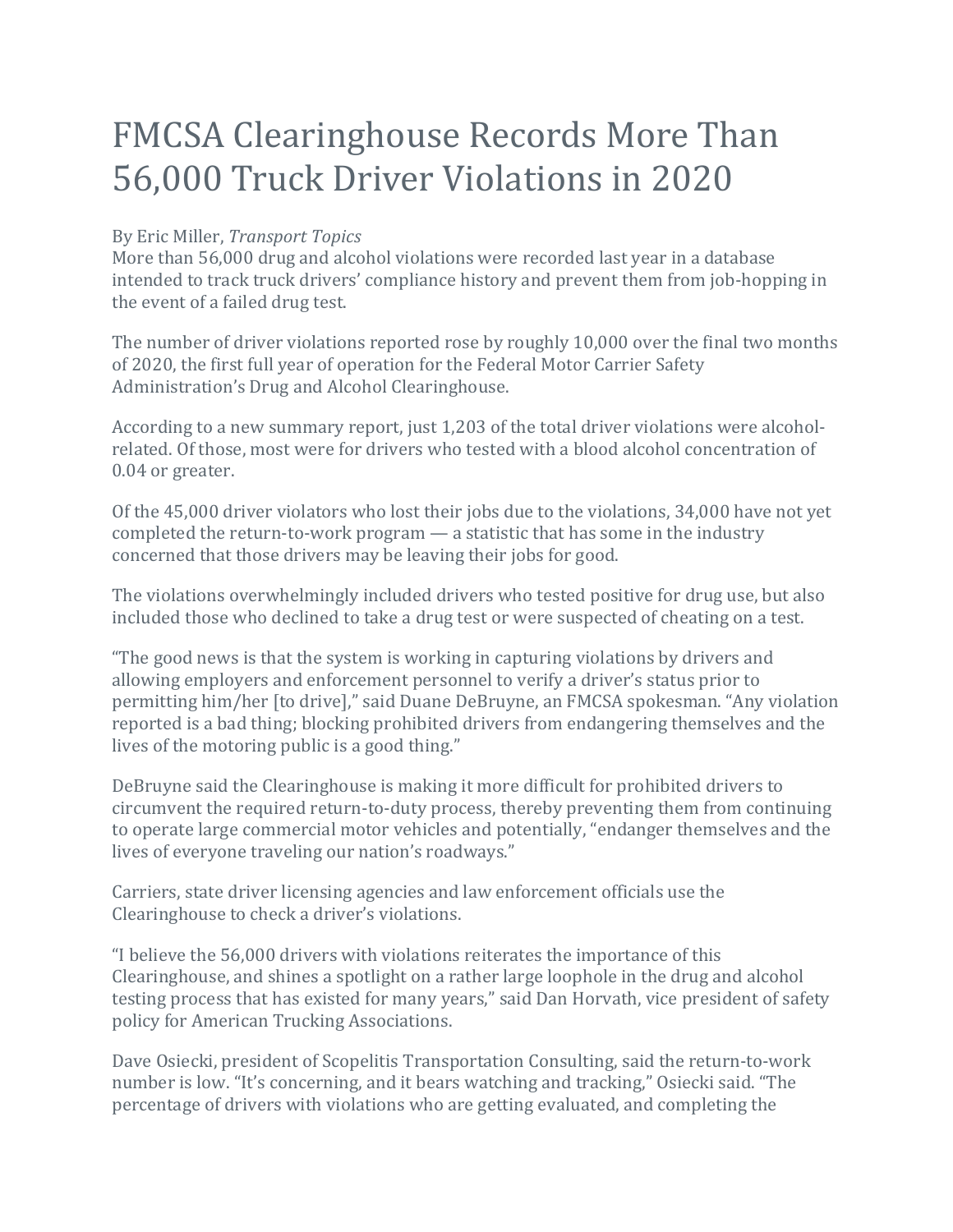# FMCSA Clearinghouse Records More Than 56,000 Truck Driver Violations in 2020

By Eric Miller, *Transport Topics*

More than 56,000 drug and alcohol violations were recorded last year in a database intended to track truck drivers' compliance history and prevent them from job-hopping in the event of a failed drug test.

The number of driver violations reported rose by roughly 10,000 over the final two months of 2020, the first full year of operation for the Federal Motor Carrier Safety Administration's Drug and Alcohol Clearinghouse.

According to a new summary report, just 1,203 of the total driver violations were alcohol-related. Of those, most were for drivers who tested with a blood alcohol concentration of 0.04 or greater.

Of the 45,000 driver violators who lost their jobs due to the violations, 34,000 have not yet completed the return-to-work program — a statistic that has some in the industry concerned that those drivers may be leaving their jobs for good.

The violations overwhelmingly included drivers who tested positive for drug use, but also included those who declined to take a drug test or were suspected of cheating on a test.

"The good news is that the system is working in capturing violations by drivers and allowing employers and enforcement personnel to verify a driver's status prior to permitting him/her [to drive]," said Duane DeBruyne, an FMCSA spokesman. "Any violation reported is a bad thing; blocking prohibited drivers from endangering themselves and the lives of the motoring public is a good thing."

DeBruyne said the Clearinghouse is making it more difficult for prohibited drivers to circumvent the required return-to-duty process, thereby preventing them from continuing to operate large commercial motor vehicles and potentially, "endanger themselves and the lives of everyone traveling our nation's roadways."

Carriers, state driver licensing agencies and law enforcement officials use the Clearinghouse to check a driver's violations.

"I believe the 56,000 drivers with violations reiterates the importance of this Clearinghouse, and shines a spotlight on a rather large loophole in the drug and alcohol testing process that has existed for many years," said Dan Horvath, vice president of safety policy for American Trucking Associations.

Dave Osiecki, president of Scopelitis Transportation Consulting, said the return-to-work number is low. "It's concerning, and it bears watching and tracking," Osiecki said. "The percentage of drivers with violations who are getting evaluated, and completing the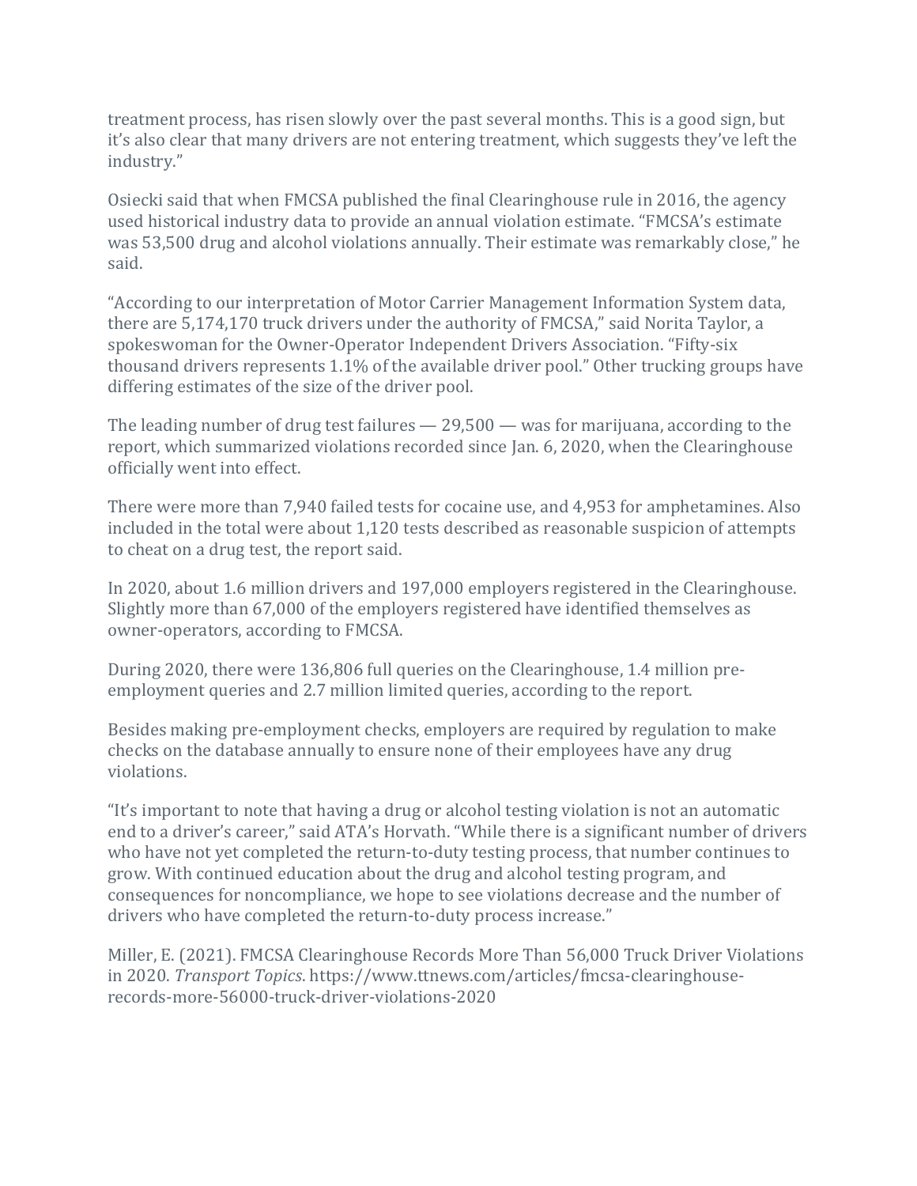treatment process, has risen slowly over the past several months. This is a good sign, but it's also clear that many drivers are not entering treatment, which suggests they've left the industry."

Osiecki said that when FMCSA published the final Clearinghouse rule in 2016, the agency used historical industry data to provide an annual violation estimate. "FMCSA's estimate was 53,500 drug and alcohol violations annually. Their estimate was remarkably close," he said.

"According to our interpretation of Motor Carrier Management Information System data, there are 5,174,170 truck drivers under the authority of FMCSA," said Norita Taylor, a spokeswoman for the Owner-Operator Independent Drivers Association. "Fifty-six thousand drivers represents 1.1% of the available driver pool." Other trucking groups have differing estimates of the size of the driver pool.

The leading number of drug test failures — 29,500 — was for marijuana, according to the report, which summarized violations recorded since Jan. 6, 2020, when the Clearinghouse officially went into effect.

There were more than 7,940 failed tests for cocaine use, and 4,953 for amphetamines. Also included in the total were about 1,120 tests described as reasonable suspicion of attempts to cheat on a drug test, the report said.

In 2020, about 1.6 million drivers and 197,000 employers registered in the Clearinghouse. Slightly more than 67,000 of the employers registered have identified themselves as owner-operators, according to FMCSA.

During 2020, there were 136,806 full queries on the Clearinghouse, 1.4 million pre-employment queries and 2.7 million limited queries, according to the report.

Besides making pre-employment checks, employers are required by regulation to make checks on the database annually to ensure none of their employees have any drug violations.

"It's important to note that having a drug or alcohol testing violation is not an automatic end to a driver's career," said ATA's Horvath. "While there is a significant number of drivers who have not yet completed the return-to-duty testing process, that number continues to grow. With continued education about the drug and alcohol testing program, and consequences for noncompliance, we hope to see violations decrease and the number of drivers who have completed the return-to-duty process increase."

Miller, E. (2021). FMCSA Clearinghouse Records More Than 56,000 Truck Driver Violations in 2020. *Transport Topics*. https://www.ttnews.com/articles/fmcsa-clearinghouse-records-more-56000-truck-driver-violations-2020